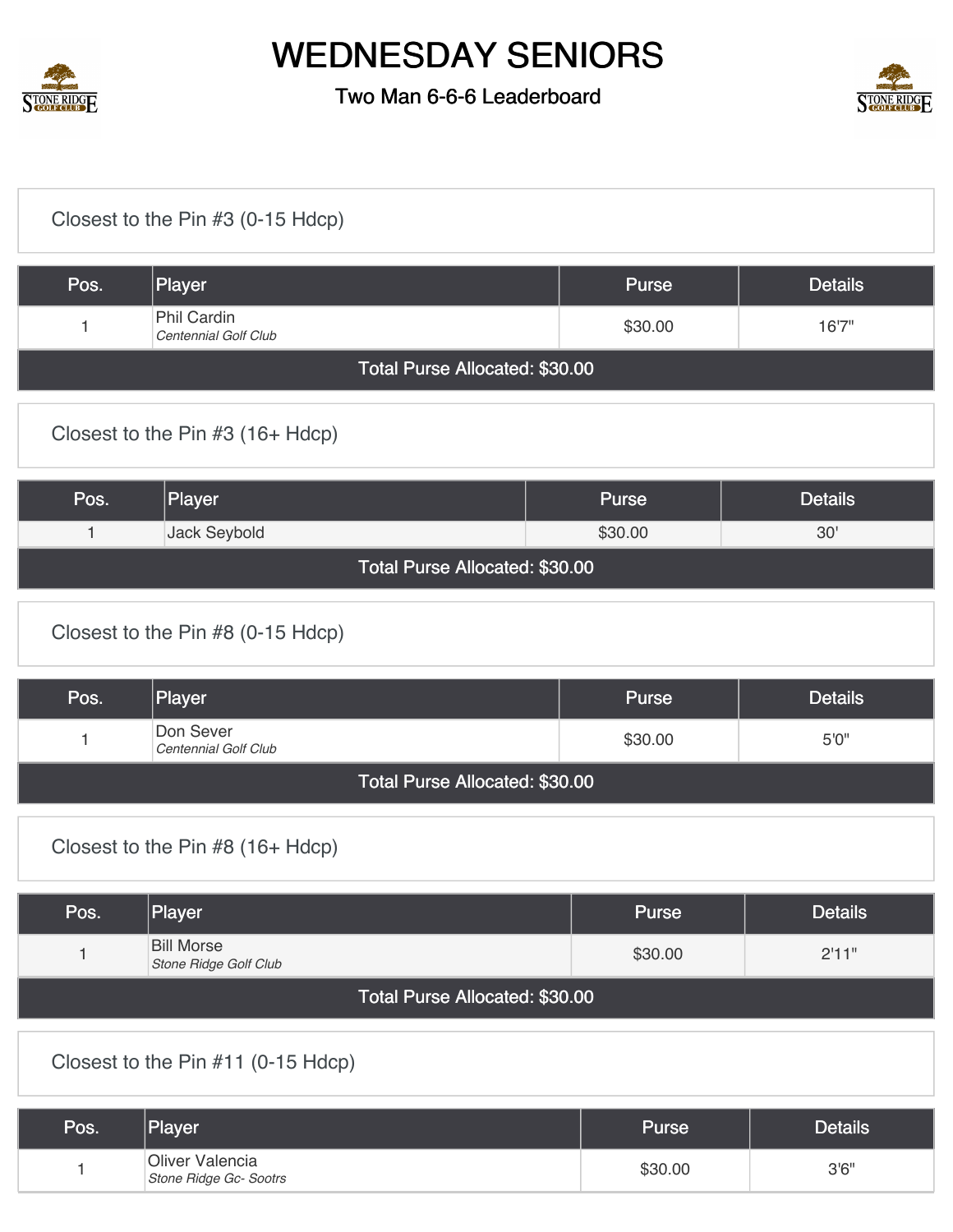# WEDNESDAY SENIORS

Two Man 6-6-6 Leaderboard

## Closest to the Pin #3 (0-15 Hdcp)

| Pos. | Player | Purse | Details |
|---|---|---|---|
| 1 | Phil Cardin *Centennial Golf Club* | $30.00 | 16'7" |

Total Purse Allocated: $30.00

## Closest to the Pin #3 (16+ Hdcp)

| Pos. | Player | Purse | Details |
|---|---|---|---|
| 1 | Jack Seybold | $30.00 | 30' |

Total Purse Allocated: $30.00

## Closest to the Pin #8 (0-15 Hdcp)

| Pos. | Player | Purse | Details |
|---|---|---|---|
| 1 | Don Sever *Centennial Golf Club* | $30.00 | 5'0" |

Total Purse Allocated: $30.00

## Closest to the Pin #8 (16+ Hdcp)

| Pos. | Player | Purse | Details |
|---|---|---|---|
| 1 | Bill Morse *Stone Ridge Golf Club* | $30.00 | 2'11" |

Total Purse Allocated: $30.00

## Closest to the Pin #11 (0-15 Hdcp)

| Pos. | Player | Purse | Details |
|---|---|---|---|
| 1 | Oliver Valencia *Stone Ridge Gc- Sootrs* | $30.00 | 3'6" |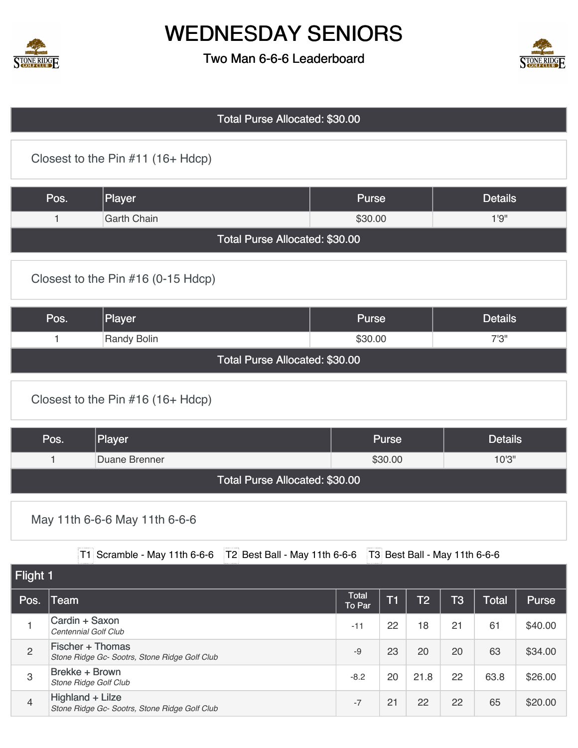# WEDNESDAY SENIORS

Two Man 6-6-6 Leaderboard

**Total Purse Allocated: $30.00**

## Closest to the Pin #11 (16+ Hdcp)

| Pos. | Player | Purse | Details |
|---|---|---|---|
| 1 | Garth Chain | $30.00 | 1'9" |

**Total Purse Allocated: $30.00**

## Closest to the Pin #16 (0-15 Hdcp)

| Pos. | Player | Purse | Details |
|---|---|---|---|
| 1 | Randy Bolin | $30.00 | 7'3" |

**Total Purse Allocated: $30.00**

## Closest to the Pin #16 (16+ Hdcp)

| Pos. | Player | Purse | Details |
|---|---|---|---|
| 1 | Duane Brenner | $30.00 | 10'3" |

**Total Purse Allocated: $30.00**

## May 11th 6-6-6 May 11th 6-6-6

T1 Scramble - May 11th 6-6-6   T2 Best Ball - May 11th 6-6-6   T3 Best Ball - May 11th 6-6-6

### Flight 1

| Pos. | Team | Total To Par | T1 | T2 | T3 | Total | Purse |
|---|---|---|---|---|---|---|---|
| 1 | Cardin + Saxon<br>*Centennial Golf Club* | -11 | 22 | 18 | 21 | 61 | $40.00 |
| 2 | Fischer + Thomas<br>*Stone Ridge Gc- Sootrs, Stone Ridge Golf Club* | -9 | 23 | 20 | 20 | 63 | $34.00 |
| 3 | Brekke + Brown<br>*Stone Ridge Golf Club* | -8.2 | 20 | 21.8 | 22 | 63.8 | $26.00 |
| 4 | Highland + Lilze<br>*Stone Ridge Gc- Sootrs, Stone Ridge Golf Club* | -7 | 21 | 22 | 22 | 65 | $20.00 |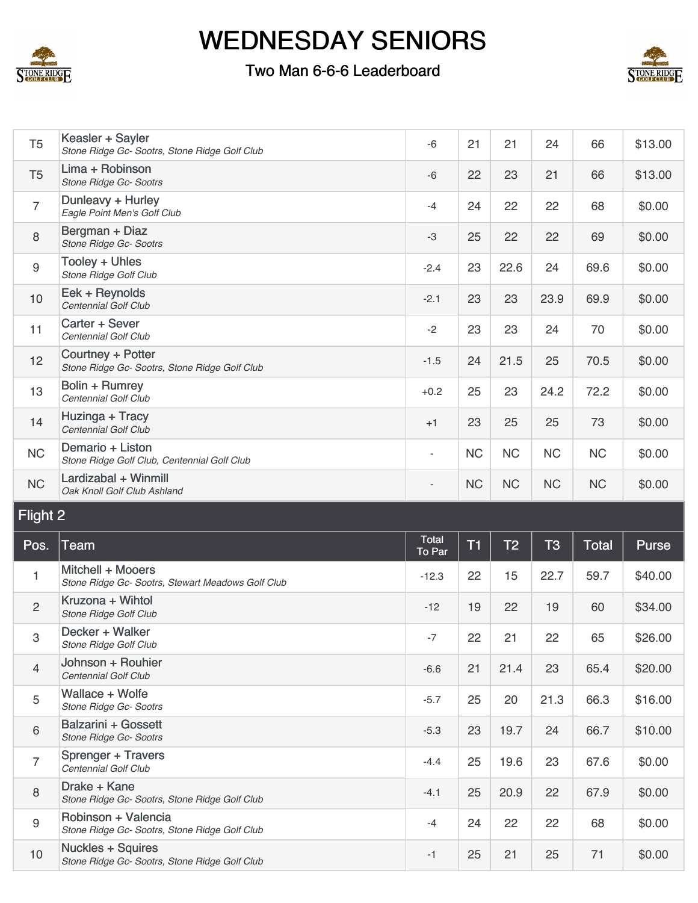# WEDNESDAY SENIORS

## Two Man 6-6-6 Leaderboard

| Pos. | Team | Total To Par | T1 | T2 | T3 | Total | Purse |
|---|---|---|---|---|---|---|---|
| T5 | Keasler + Sayler<br>*Stone Ridge Gc- Sootrs, Stone Ridge Golf Club* | -6 | 21 | 21 | 24 | 66 | $13.00 |
| T5 | Lima + Robinson<br>*Stone Ridge Gc- Sootrs* | -6 | 22 | 23 | 21 | 66 | $13.00 |
| 7 | Dunleavy + Hurley<br>*Eagle Point Men's Golf Club* | -4 | 24 | 22 | 22 | 68 | $0.00 |
| 8 | Bergman + Diaz<br>*Stone Ridge Gc- Sootrs* | -3 | 25 | 22 | 22 | 69 | $0.00 |
| 9 | Tooley + Uhles<br>*Stone Ridge Golf Club* | -2.4 | 23 | 22.6 | 24 | 69.6 | $0.00 |
| 10 | Eek + Reynolds<br>*Centennial Golf Club* | -2.1 | 23 | 23 | 23.9 | 69.9 | $0.00 |
| 11 | Carter + Sever<br>*Centennial Golf Club* | -2 | 23 | 23 | 24 | 70 | $0.00 |
| 12 | Courtney + Potter<br>*Stone Ridge Gc- Sootrs, Stone Ridge Golf Club* | -1.5 | 24 | 21.5 | 25 | 70.5 | $0.00 |
| 13 | Bolin + Rumrey<br>*Centennial Golf Club* | +0.2 | 25 | 23 | 24.2 | 72.2 | $0.00 |
| 14 | Huzinga + Tracy<br>*Centennial Golf Club* | +1 | 23 | 25 | 25 | 73 | $0.00 |
| NC | Demario + Liston<br>*Stone Ridge Golf Club, Centennial Golf Club* | - | NC | NC | NC | NC | $0.00 |
| NC | Lardizabal + Winmill<br>*Oak Knoll Golf Club Ashland* | - | NC | NC | NC | NC | $0.00 |

### Flight 2

| Pos. | Team | Total To Par | T1 | T2 | T3 | Total | Purse |
|---|---|---|---|---|---|---|---|
| 1 | Mitchell + Mooers<br>*Stone Ridge Gc- Sootrs, Stewart Meadows Golf Club* | -12.3 | 22 | 15 | 22.7 | 59.7 | $40.00 |
| 2 | Kruzona + Wihtol<br>*Stone Ridge Golf Club* | -12 | 19 | 22 | 19 | 60 | $34.00 |
| 3 | Decker + Walker<br>*Stone Ridge Golf Club* | -7 | 22 | 21 | 22 | 65 | $26.00 |
| 4 | Johnson + Rouhier<br>*Centennial Golf Club* | -6.6 | 21 | 21.4 | 23 | 65.4 | $20.00 |
| 5 | Wallace + Wolfe<br>*Stone Ridge Gc- Sootrs* | -5.7 | 25 | 20 | 21.3 | 66.3 | $16.00 |
| 6 | Balzarini + Gossett<br>*Stone Ridge Gc- Sootrs* | -5.3 | 23 | 19.7 | 24 | 66.7 | $10.00 |
| 7 | Sprenger + Travers<br>*Centennial Golf Club* | -4.4 | 25 | 19.6 | 23 | 67.6 | $0.00 |
| 8 | Drake + Kane<br>*Stone Ridge Gc- Sootrs, Stone Ridge Golf Club* | -4.1 | 25 | 20.9 | 22 | 67.9 | $0.00 |
| 9 | Robinson + Valencia<br>*Stone Ridge Gc- Sootrs, Stone Ridge Golf Club* | -4 | 24 | 22 | 22 | 68 | $0.00 |
| 10 | Nuckles + Squires<br>*Stone Ridge Gc- Sootrs, Stone Ridge Golf Club* | -1 | 25 | 21 | 25 | 71 | $0.00 |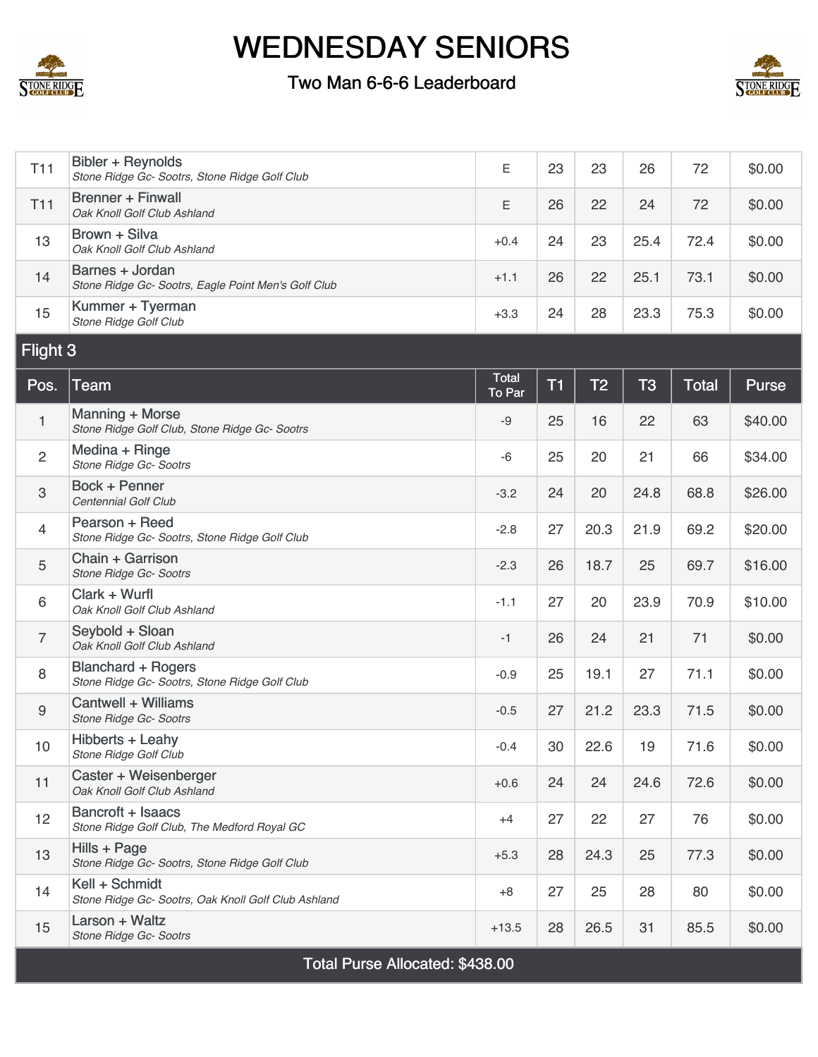# WEDNESDAY SENIORS

## Two Man 6-6-6 Leaderboard

| | | | | | | | |
|---|---|---|---|---|---|---|---|
| T11 | Bibler + Reynolds<br>*Stone Ridge Gc- Sootrs, Stone Ridge Golf Club* | E | 23 | 23 | 26 | 72 | $0.00 |
| T11 | Brenner + Finwall<br>*Oak Knoll Golf Club Ashland* | E | 26 | 22 | 24 | 72 | $0.00 |
| 13 | Brown + Silva<br>*Oak Knoll Golf Club Ashland* | +0.4 | 24 | 23 | 25.4 | 72.4 | $0.00 |
| 14 | Barnes + Jordan<br>*Stone Ridge Gc- Sootrs, Eagle Point Men's Golf Club* | +1.1 | 26 | 22 | 25.1 | 73.1 | $0.00 |
| 15 | Kummer + Tyerman<br>*Stone Ridge Golf Club* | +3.3 | 24 | 28 | 23.3 | 75.3 | $0.00 |

### Flight 3

| Pos. | Team | Total To Par | T1 | T2 | T3 | Total | Purse |
|---|---|---|---|---|---|---|---|
| 1 | Manning + Morse<br>*Stone Ridge Golf Club, Stone Ridge Gc- Sootrs* | -9 | 25 | 16 | 22 | 63 | $40.00 |
| 2 | Medina + Ringe<br>*Stone Ridge Gc- Sootrs* | -6 | 25 | 20 | 21 | 66 | $34.00 |
| 3 | Bock + Penner<br>*Centennial Golf Club* | -3.2 | 24 | 20 | 24.8 | 68.8 | $26.00 |
| 4 | Pearson + Reed<br>*Stone Ridge Gc- Sootrs, Stone Ridge Golf Club* | -2.8 | 27 | 20.3 | 21.9 | 69.2 | $20.00 |
| 5 | Chain + Garrison<br>*Stone Ridge Gc- Sootrs* | -2.3 | 26 | 18.7 | 25 | 69.7 | $16.00 |
| 6 | Clark + Wurfl<br>*Oak Knoll Golf Club Ashland* | -1.1 | 27 | 20 | 23.9 | 70.9 | $10.00 |
| 7 | Seybold + Sloan<br>*Oak Knoll Golf Club Ashland* | -1 | 26 | 24 | 21 | 71 | $0.00 |
| 8 | Blanchard + Rogers<br>*Stone Ridge Gc- Sootrs, Stone Ridge Golf Club* | -0.9 | 25 | 19.1 | 27 | 71.1 | $0.00 |
| 9 | Cantwell + Williams<br>*Stone Ridge Gc- Sootrs* | -0.5 | 27 | 21.2 | 23.3 | 71.5 | $0.00 |
| 10 | Hibberts + Leahy<br>*Stone Ridge Golf Club* | -0.4 | 30 | 22.6 | 19 | 71.6 | $0.00 |
| 11 | Caster + Weisenberger<br>*Oak Knoll Golf Club Ashland* | +0.6 | 24 | 24 | 24.6 | 72.6 | $0.00 |
| 12 | Bancroft + Isaacs<br>*Stone Ridge Golf Club, The Medford Royal GC* | +4 | 27 | 22 | 27 | 76 | $0.00 |
| 13 | Hills + Page<br>*Stone Ridge Gc- Sootrs, Stone Ridge Golf Club* | +5.3 | 28 | 24.3 | 25 | 77.3 | $0.00 |
| 14 | Kell + Schmidt<br>*Stone Ridge Gc- Sootrs, Oak Knoll Golf Club Ashland* | +8 | 27 | 25 | 28 | 80 | $0.00 |
| 15 | Larson + Waltz<br>*Stone Ridge Gc- Sootrs* | +13.5 | 28 | 26.5 | 31 | 85.5 | $0.00 |

**Total Purse Allocated: $438.00**